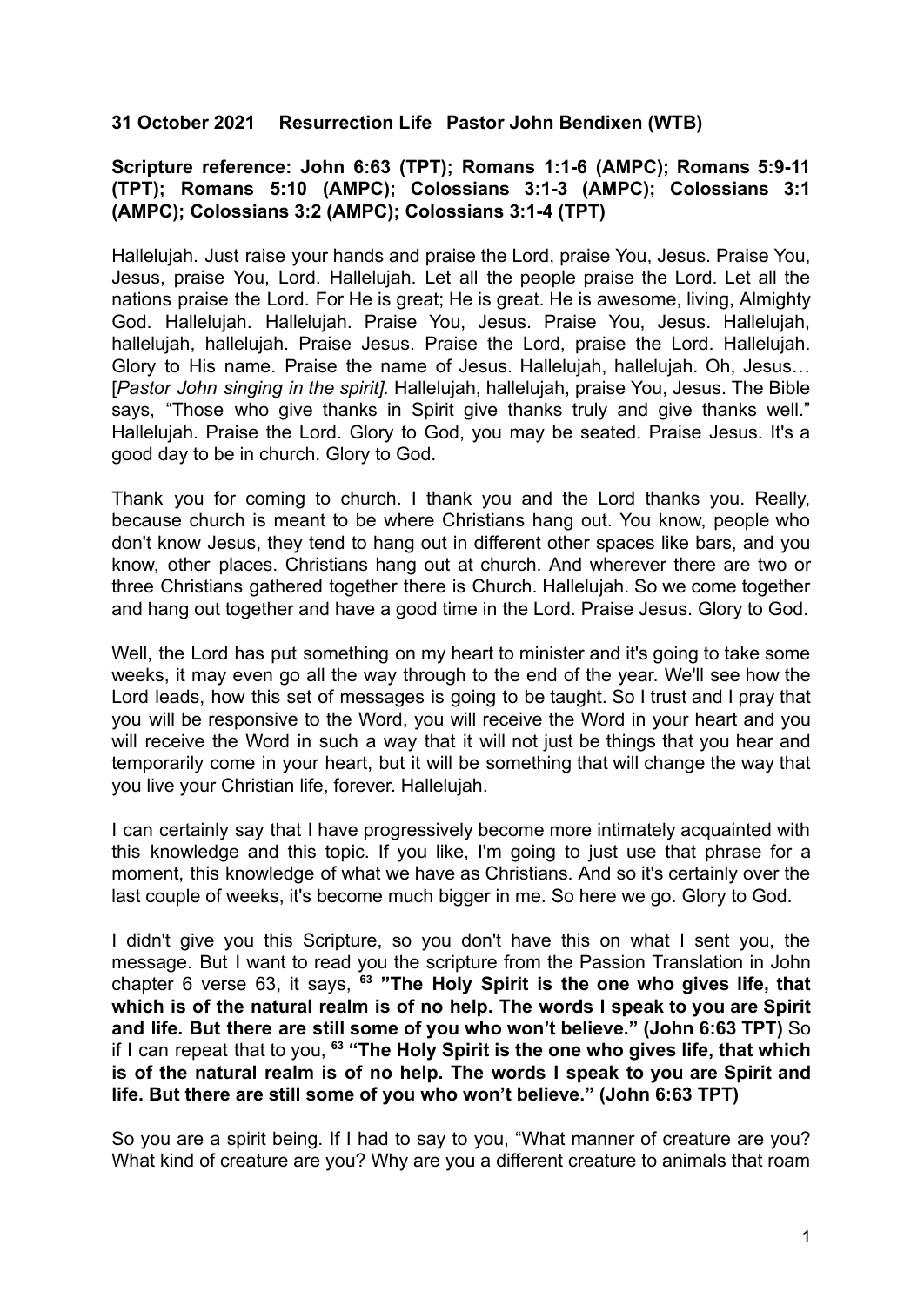**31 October 2021 Resurrection Life Pastor John Bendixen (WTB)**

**Scripture reference: John 6:63 (TPT); Romans 1:1-6 (AMPC); Romans 5:9-11 (TPT); Romans 5:10 (AMPC); Colossians 3:1-3 (AMPC); Colossians 3:1 (AMPC); Colossians 3:2 (AMPC); Colossians 3:1-4 (TPT)**

Hallelujah. Just raise your hands and praise the Lord, praise You, Jesus. Praise You, Jesus, praise You, Lord. Hallelujah. Let all the people praise the Lord. Let all the nations praise the Lord. For He is great; He is great. He is awesome, living, Almighty God. Hallelujah. Hallelujah. Praise You, Jesus. Praise You, Jesus. Hallelujah, hallelujah, hallelujah. Praise Jesus. Praise the Lord, praise the Lord. Hallelujah. Glory to His name. Praise the name of Jesus. Hallelujah, hallelujah. Oh, Jesus… [*Pastor John singing in the spirit].* Hallelujah, hallelujah, praise You, Jesus. The Bible says, "Those who give thanks in Spirit give thanks truly and give thanks well." Hallelujah. Praise the Lord. Glory to God, you may be seated. Praise Jesus. It's a good day to be in church. Glory to God.

Thank you for coming to church. I thank you and the Lord thanks you. Really, because church is meant to be where Christians hang out. You know, people who don't know Jesus, they tend to hang out in different other spaces like bars, and you know, other places. Christians hang out at church. And wherever there are two or three Christians gathered together there is Church. Hallelujah. So we come together and hang out together and have a good time in the Lord. Praise Jesus. Glory to God.

Well, the Lord has put something on my heart to minister and it's going to take some weeks, it may even go all the way through to the end of the year. We'll see how the Lord leads, how this set of messages is going to be taught. So I trust and I pray that you will be responsive to the Word, you will receive the Word in your heart and you will receive the Word in such a way that it will not just be things that you hear and temporarily come in your heart, but it will be something that will change the way that you live your Christian life, forever. Hallelujah.

I can certainly say that I have progressively become more intimately acquainted with this knowledge and this topic. If you like, I'm going to just use that phrase for a moment, this knowledge of what we have as Christians. And so it's certainly over the last couple of weeks, it's become much bigger in me. So here we go. Glory to God.

I didn't give you this Scripture, so you don't have this on what I sent you, the message. But I want to read you the scripture from the Passion Translation in John chapter 6 verse 63, it says, **[63] "The Holy Spirit is the one who gives life, that which is of the natural realm is of no help. The words I speak to you are Spirit and life. But there are still some of you who won't believe." (John 6:63 TPT)** So if I can repeat that to you, **[63] "The Holy Spirit is the one who gives life, that which is of the natural realm is of no help. The words I speak to you are Spirit and life. But there are still some of you who won't believe." (John 6:63 TPT)**

So you are a spirit being. If I had to say to you, "What manner of creature are you? What kind of creature are you? Why are you a different creature to animals that roam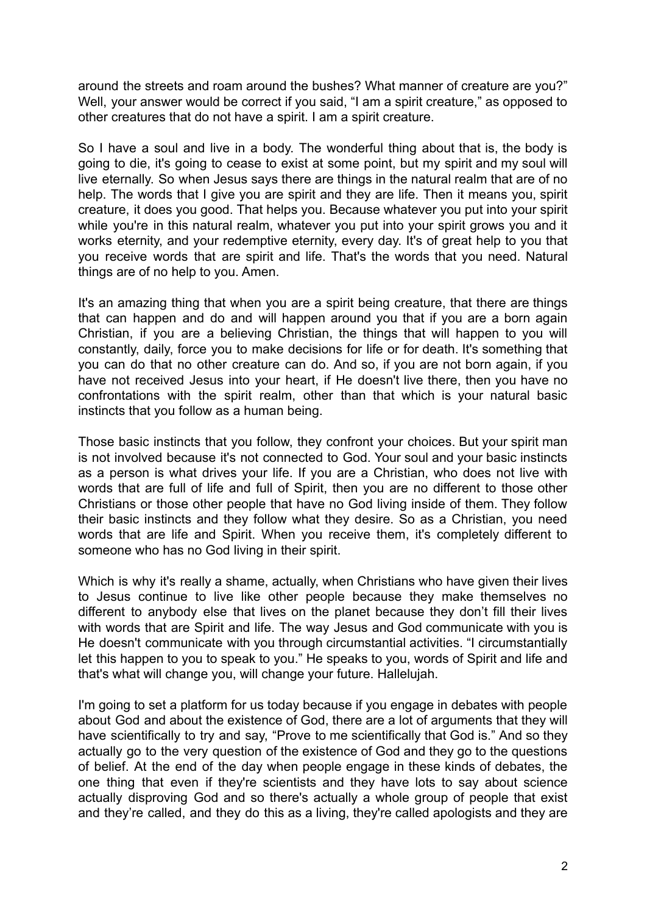around the streets and roam around the bushes? What manner of creature are you?" Well, your answer would be correct if you said, "I am a spirit creature," as opposed to other creatures that do not have a spirit. I am a spirit creature.

So I have a soul and live in a body. The wonderful thing about that is, the body is going to die, it's going to cease to exist at some point, but my spirit and my soul will live eternally. So when Jesus says there are things in the natural realm that are of no help. The words that I give you are spirit and they are life. Then it means you, spirit creature, it does you good. That helps you. Because whatever you put into your spirit while you're in this natural realm, whatever you put into your spirit grows you and it works eternity, and your redemptive eternity, every day. It's of great help to you that you receive words that are spirit and life. That's the words that you need. Natural things are of no help to you. Amen.

It's an amazing thing that when you are a spirit being creature, that there are things that can happen and do and will happen around you that if you are a born again Christian, if you are a believing Christian, the things that will happen to you will constantly, daily, force you to make decisions for life or for death. It's something that you can do that no other creature can do. And so, if you are not born again, if you have not received Jesus into your heart, if He doesn't live there, then you have no confrontations with the spirit realm, other than that which is your natural basic instincts that you follow as a human being.

Those basic instincts that you follow, they confront your choices. But your spirit man is not involved because it's not connected to God. Your soul and your basic instincts as a person is what drives your life. If you are a Christian, who does not live with words that are full of life and full of Spirit, then you are no different to those other Christians or those other people that have no God living inside of them. They follow their basic instincts and they follow what they desire. So as a Christian, you need words that are life and Spirit. When you receive them, it's completely different to someone who has no God living in their spirit.

Which is why it's really a shame, actually, when Christians who have given their lives to Jesus continue to live like other people because they make themselves no different to anybody else that lives on the planet because they don't fill their lives with words that are Spirit and life. The way Jesus and God communicate with you is He doesn't communicate with you through circumstantial activities. "I circumstantially let this happen to you to speak to you." He speaks to you, words of Spirit and life and that's what will change you, will change your future. Hallelujah.

I'm going to set a platform for us today because if you engage in debates with people about God and about the existence of God, there are a lot of arguments that they will have scientifically to try and say, "Prove to me scientifically that God is." And so they actually go to the very question of the existence of God and they go to the questions of belief. At the end of the day when people engage in these kinds of debates, the one thing that even if they're scientists and they have lots to say about science actually disproving God and so there's actually a whole group of people that exist and they're called, and they do this as a living, they're called apologists and they are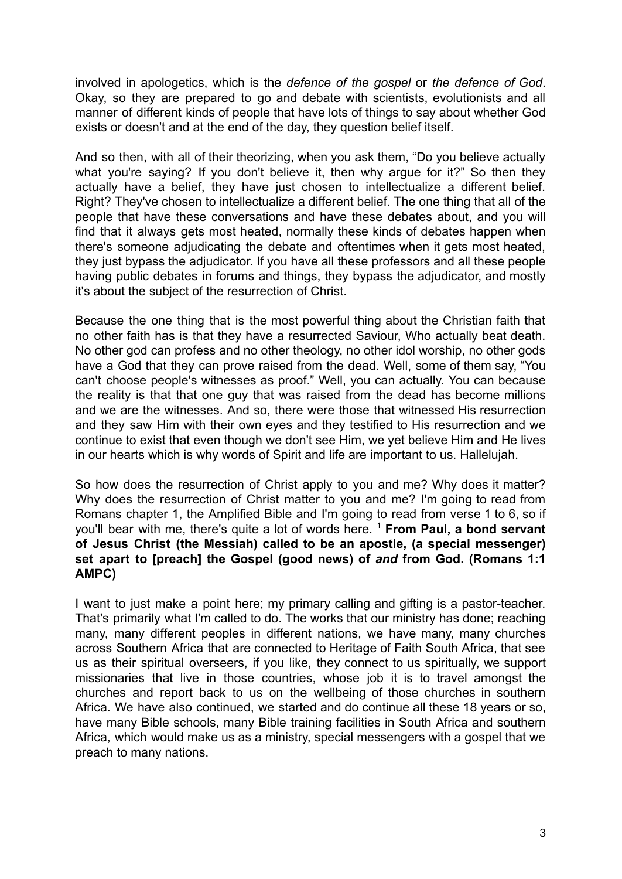involved in apologetics, which is the *defence of the gospel* or *the defence of God*. Okay, so they are prepared to go and debate with scientists, evolutionists and all manner of different kinds of people that have lots of things to say about whether God exists or doesn't and at the end of the day, they question belief itself.

And so then, with all of their theorizing, when you ask them, "Do you believe actually what you're saying? If you don't believe it, then why argue for it?" So then they actually have a belief, they have just chosen to intellectualize a different belief. Right? They've chosen to intellectualize a different belief. The one thing that all of the people that have these conversations and have these debates about, and you will find that it always gets most heated, normally these kinds of debates happen when there's someone adjudicating the debate and oftentimes when it gets most heated, they just bypass the adjudicator. If you have all these professors and all these people having public debates in forums and things, they bypass the adjudicator, and mostly it's about the subject of the resurrection of Christ.

Because the one thing that is the most powerful thing about the Christian faith that no other faith has is that they have a resurrected Saviour, Who actually beat death. No other god can profess and no other theology, no other idol worship, no other gods have a God that they can prove raised from the dead. Well, some of them say, "You can't choose people's witnesses as proof." Well, you can actually. You can because the reality is that that one guy that was raised from the dead has become millions and we are the witnesses. And so, there were those that witnessed His resurrection and they saw Him with their own eyes and they testified to His resurrection and we continue to exist that even though we don't see Him, we yet believe Him and He lives in our hearts which is why words of Spirit and life are important to us. Hallelujah.

So how does the resurrection of Christ apply to you and me? Why does it matter? Why does the resurrection of Christ matter to you and me? I'm going to read from Romans chapter 1, the Amplified Bible and I'm going to read from verse 1 to 6, so if you'll bear with me, there's quite a lot of words here. [1] **From Paul, a bond servant of Jesus Christ (the Messiah) called to be an apostle, (a special messenger) set apart to [preach] the Gospel (good news) of *and* from God. (Romans 1:1 AMPC)**

I want to just make a point here; my primary calling and gifting is a pastor-teacher. That's primarily what I'm called to do. The works that our ministry has done; reaching many, many different peoples in different nations, we have many, many churches across Southern Africa that are connected to Heritage of Faith South Africa, that see us as their spiritual overseers, if you like, they connect to us spiritually, we support missionaries that live in those countries, whose job it is to travel amongst the churches and report back to us on the wellbeing of those churches in southern Africa. We have also continued, we started and do continue all these 18 years or so, have many Bible schools, many Bible training facilities in South Africa and southern Africa, which would make us as a ministry, special messengers with a gospel that we preach to many nations.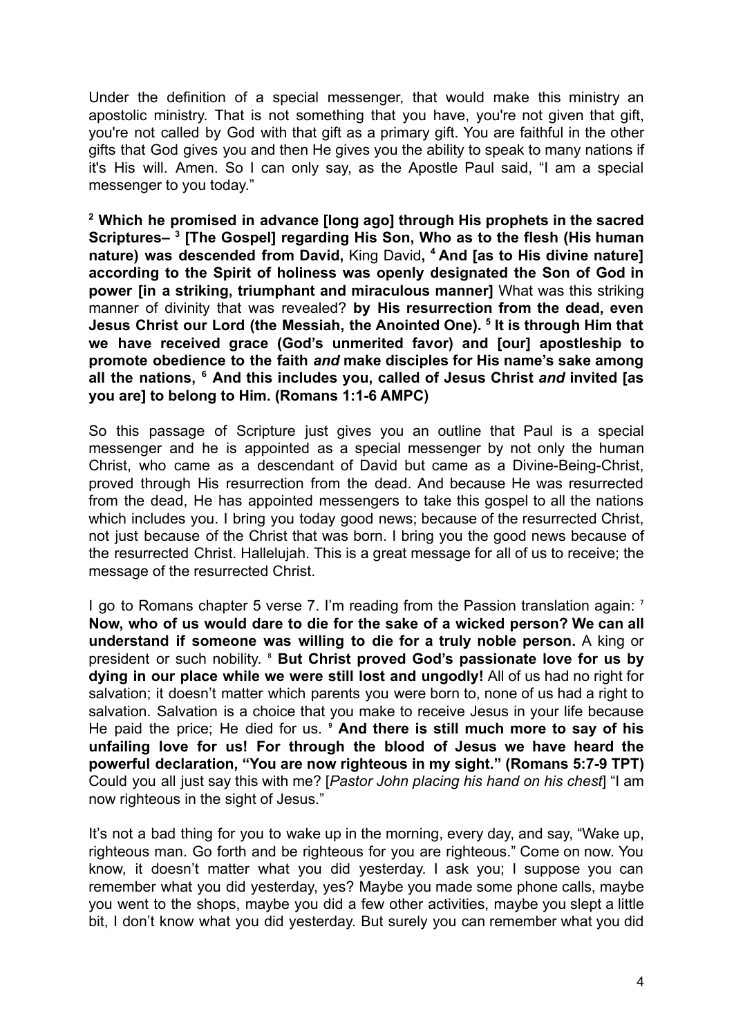Under the definition of a special messenger, that would make this ministry an apostolic ministry. That is not something that you have, you're not given that gift, you're not called by God with that gift as a primary gift. You are faithful in the other gifts that God gives you and then He gives you the ability to speak to many nations if it's His will. Amen. So I can only say, as the Apostle Paul said, "I am a special messenger to you today."

**[2] Which he promised in advance [long ago] through His prophets in the sacred Scriptures– [3] [The Gospel] regarding His Son, Who as to the flesh (His human nature) was descended from David,** King David**, [4] And [as to His divine nature] according to the Spirit of holiness was openly designated the Son of God in power [in a striking, triumphant and miraculous manner]** What was this striking manner of divinity that was revealed? **by His resurrection from the dead, even Jesus Christ our Lord (the Messiah, the Anointed One). [5] It is through Him that we have received grace (God's unmerited favor) and [our] apostleship to promote obedience to the faith *and* make disciples for His name's sake among all the nations, [6] And this includes you, called of Jesus Christ *and* invited [as you are] to belong to Him. (Romans 1:1-6 AMPC)**

So this passage of Scripture just gives you an outline that Paul is a special messenger and he is appointed as a special messenger by not only the human Christ, who came as a descendant of David but came as a Divine-Being-Christ, proved through His resurrection from the dead. And because He was resurrected from the dead, He has appointed messengers to take this gospel to all the nations which includes you. I bring you today good news; because of the resurrected Christ, not just because of the Christ that was born. I bring you the good news because of the resurrected Christ. Hallelujah. This is a great message for all of us to receive; the message of the resurrected Christ.

I go to Romans chapter 5 verse 7. I'm reading from the Passion translation again: [7] **Now, who of us would dare to die for the sake of a wicked person? We can all understand if someone was willing to die for a truly noble person.** A king or president or such nobility. [8] **But Christ proved God's passionate love for us by dying in our place while we were still lost and ungodly!** All of us had no right for salvation; it doesn't matter which parents you were born to, none of us had a right to salvation. Salvation is a choice that you make to receive Jesus in your life because He paid the price; He died for us. [9] **And there is still much more to say of his unfailing love for us! For through the blood of Jesus we have heard the powerful declaration, "You are now righteous in my sight." (Romans 5:7-9 TPT)** Could you all just say this with me? [*Pastor John placing his hand on his chest*] "I am now righteous in the sight of Jesus."

It's not a bad thing for you to wake up in the morning, every day, and say, "Wake up, righteous man. Go forth and be righteous for you are righteous." Come on now. You know, it doesn't matter what you did yesterday. I ask you; I suppose you can remember what you did yesterday, yes? Maybe you made some phone calls, maybe you went to the shops, maybe you did a few other activities, maybe you slept a little bit, I don't know what you did yesterday. But surely you can remember what you did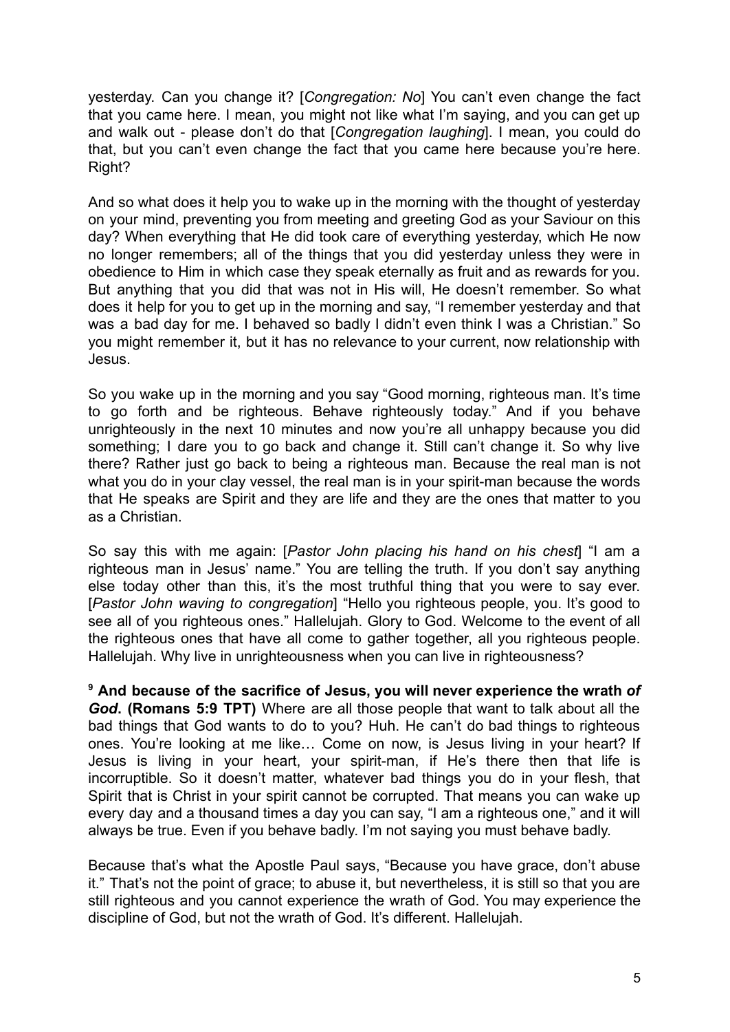yesterday. Can you change it? [*Congregation: No*] You can't even change the fact that you came here. I mean, you might not like what I'm saying, and you can get up and walk out - please don't do that [*Congregation laughing*]. I mean, you could do that, but you can't even change the fact that you came here because you're here. Right?

And so what does it help you to wake up in the morning with the thought of yesterday on your mind, preventing you from meeting and greeting God as your Saviour on this day? When everything that He did took care of everything yesterday, which He now no longer remembers; all of the things that you did yesterday unless they were in obedience to Him in which case they speak eternally as fruit and as rewards for you. But anything that you did that was not in His will, He doesn't remember. So what does it help for you to get up in the morning and say, "I remember yesterday and that was a bad day for me. I behaved so badly I didn't even think I was a Christian." So you might remember it, but it has no relevance to your current, now relationship with Jesus.

So you wake up in the morning and you say "Good morning, righteous man. It's time to go forth and be righteous. Behave righteously today." And if you behave unrighteously in the next 10 minutes and now you're all unhappy because you did something; I dare you to go back and change it. Still can't change it. So why live there? Rather just go back to being a righteous man. Because the real man is not what you do in your clay vessel, the real man is in your spirit-man because the words that He speaks are Spirit and they are life and they are the ones that matter to you as a Christian.

So say this with me again: [*Pastor John placing his hand on his chest*] "I am a righteous man in Jesus' name." You are telling the truth. If you don't say anything else today other than this, it's the most truthful thing that you were to say ever. [*Pastor John waving to congregation*] "Hello you righteous people, you. It's good to see all of you righteous ones." Hallelujah. Glory to God. Welcome to the event of all the righteous ones that have all come to gather together, all you righteous people. Hallelujah. Why live in unrighteousness when you can live in righteousness?

**[9] And because of the sacrifice of Jesus, you will never experience the wrath *of God*. (Romans 5:9 TPT)** Where are all those people that want to talk about all the bad things that God wants to do to you? Huh. He can't do bad things to righteous ones. You're looking at me like… Come on now, is Jesus living in your heart? If Jesus is living in your heart, your spirit-man, if He's there then that life is incorruptible. So it doesn't matter, whatever bad things you do in your flesh, that Spirit that is Christ in your spirit cannot be corrupted. That means you can wake up every day and a thousand times a day you can say, "I am a righteous one," and it will always be true. Even if you behave badly. I'm not saying you must behave badly.

Because that's what the Apostle Paul says, "Because you have grace, don't abuse it." That's not the point of grace; to abuse it, but nevertheless, it is still so that you are still righteous and you cannot experience the wrath of God. You may experience the discipline of God, but not the wrath of God. It's different. Hallelujah.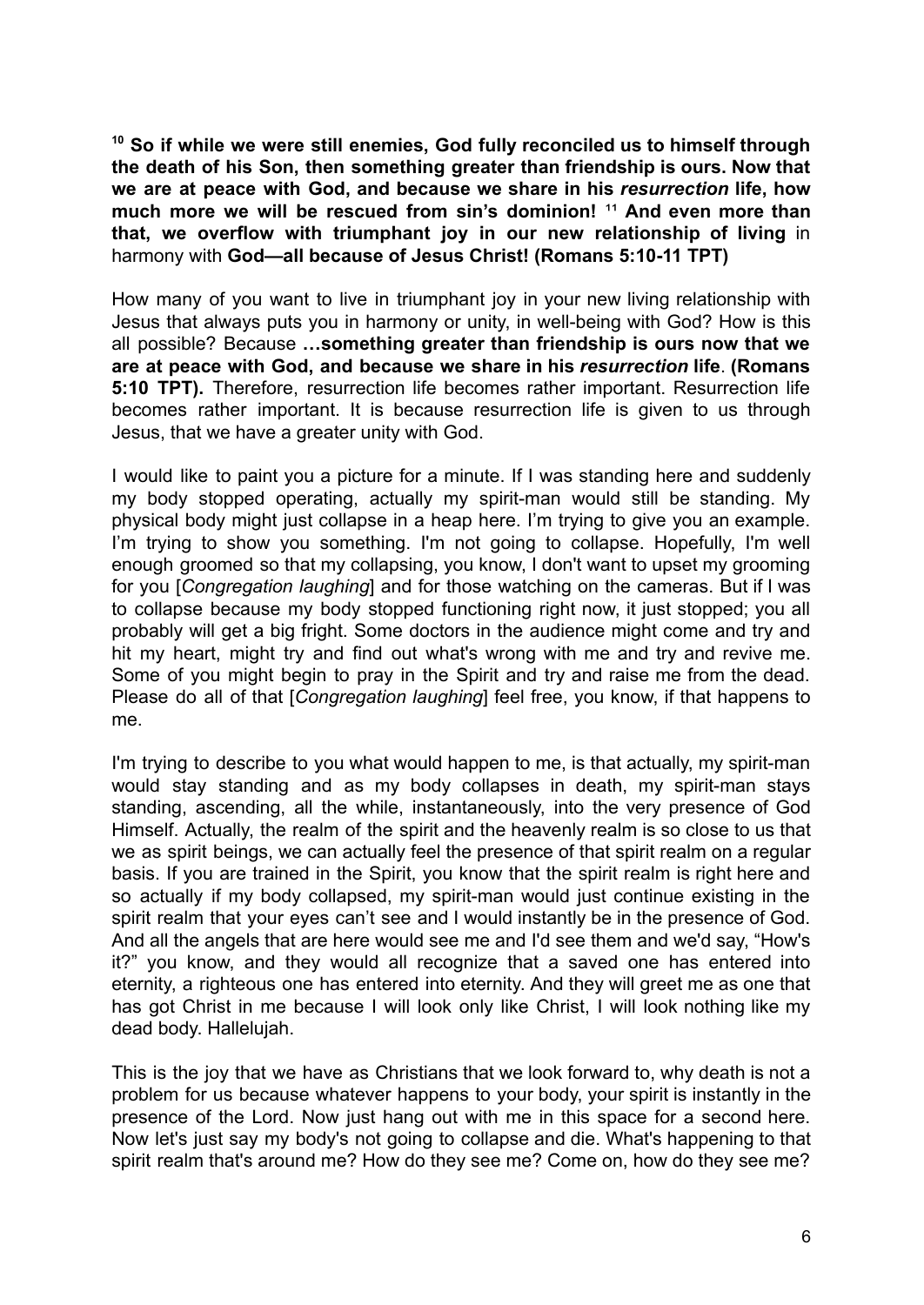**[10] So if while we were still enemies, God fully reconciled us to himself through the death of his Son, then something greater than friendship is ours. Now that we are at peace with God, and because we share in his *resurrection* life, how much more we will be rescued from sin's dominion! [11] And even more than that, we overflow with triumphant joy in our new relationship of living** in harmony with **God—all because of Jesus Christ! (Romans 5:10-11 TPT)**

How many of you want to live in triumphant joy in your new living relationship with Jesus that always puts you in harmony or unity, in well-being with God? How is this all possible? Because **…something greater than friendship is ours now that we are at peace with God, and because we share in his *resurrection* life**. **(Romans 5:10 TPT).** Therefore, resurrection life becomes rather important. Resurrection life becomes rather important. It is because resurrection life is given to us through Jesus, that we have a greater unity with God.

I would like to paint you a picture for a minute. If I was standing here and suddenly my body stopped operating, actually my spirit-man would still be standing. My physical body might just collapse in a heap here. I'm trying to give you an example. I'm trying to show you something. I'm not going to collapse. Hopefully, I'm well enough groomed so that my collapsing, you know, I don't want to upset my grooming for you [*Congregation laughing*] and for those watching on the cameras. But if I was to collapse because my body stopped functioning right now, it just stopped; you all probably will get a big fright. Some doctors in the audience might come and try and hit my heart, might try and find out what's wrong with me and try and revive me. Some of you might begin to pray in the Spirit and try and raise me from the dead. Please do all of that [*Congregation laughing*] feel free, you know, if that happens to me.

I'm trying to describe to you what would happen to me, is that actually, my spirit-man would stay standing and as my body collapses in death, my spirit-man stays standing, ascending, all the while, instantaneously, into the very presence of God Himself. Actually, the realm of the spirit and the heavenly realm is so close to us that we as spirit beings, we can actually feel the presence of that spirit realm on a regular basis. If you are trained in the Spirit, you know that the spirit realm is right here and so actually if my body collapsed, my spirit-man would just continue existing in the spirit realm that your eyes can't see and I would instantly be in the presence of God. And all the angels that are here would see me and I'd see them and we'd say, "How's it?" you know, and they would all recognize that a saved one has entered into eternity, a righteous one has entered into eternity. And they will greet me as one that has got Christ in me because I will look only like Christ, I will look nothing like my dead body. Hallelujah.

This is the joy that we have as Christians that we look forward to, why death is not a problem for us because whatever happens to your body, your spirit is instantly in the presence of the Lord. Now just hang out with me in this space for a second here. Now let's just say my body's not going to collapse and die. What's happening to that spirit realm that's around me? How do they see me? Come on, how do they see me?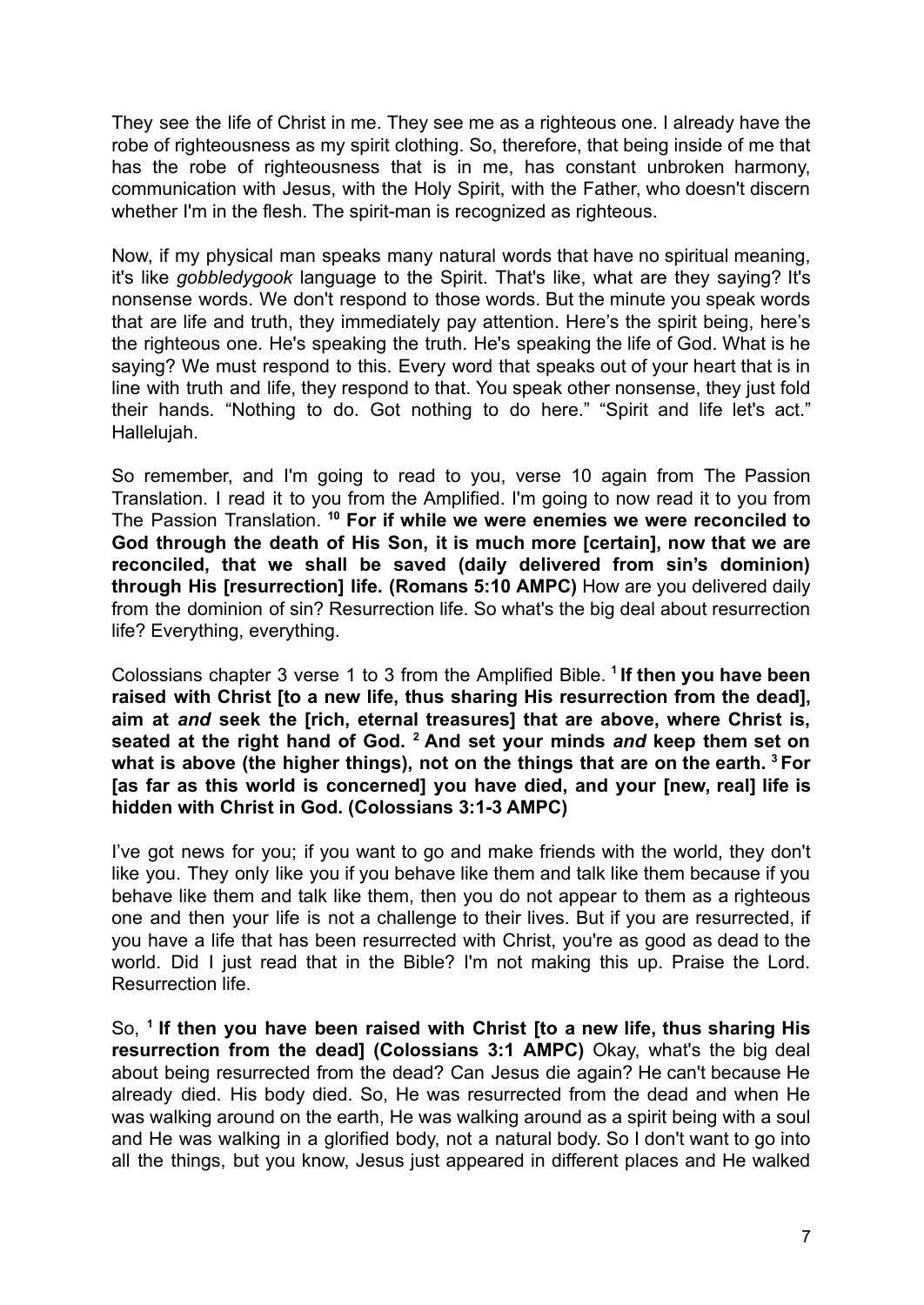They see the life of Christ in me. They see me as a righteous one. I already have the robe of righteousness as my spirit clothing. So, therefore, that being inside of me that has the robe of righteousness that is in me, has constant unbroken harmony, communication with Jesus, with the Holy Spirit, with the Father, who doesn't discern whether I'm in the flesh. The spirit-man is recognized as righteous.

Now, if my physical man speaks many natural words that have no spiritual meaning, it's like *gobbledygook* language to the Spirit. That's like, what are they saying? It's nonsense words. We don't respond to those words. But the minute you speak words that are life and truth, they immediately pay attention. Here's the spirit being, here's the righteous one. He's speaking the truth. He's speaking the life of God. What is he saying? We must respond to this. Every word that speaks out of your heart that is in line with truth and life, they respond to that. You speak other nonsense, they just fold their hands. "Nothing to do. Got nothing to do here." "Spirit and life let's act." Hallelujah.

So remember, and I'm going to read to you, verse 10 again from The Passion Translation. I read it to you from the Amplified. I'm going to now read it to you from The Passion Translation. [10] **For if while we were enemies we were reconciled to God through the death of His Son, it is much more [certain], now that we are reconciled, that we shall be saved (daily delivered from sin's dominion) through His [resurrection] life. (Romans 5:10 AMPC)** How are you delivered daily from the dominion of sin? Resurrection life. So what's the big deal about resurrection life? Everything, everything.

Colossians chapter 3 verse 1 to 3 from the Amplified Bible. [1] **If then you have been raised with Christ [to a new life, thus sharing His resurrection from the dead], aim at *and* seek the [rich, eternal treasures] that are above, where Christ is, seated at the right hand of God.** [2] **And set your minds *and* keep them set on what is above (the higher things), not on the things that are on the earth.** [3] **For [as far as this world is concerned] you have died, and your [new, real] life is hidden with Christ in God. (Colossians 3:1-3 AMPC)**

I've got news for you; if you want to go and make friends with the world, they don't like you. They only like you if you behave like them and talk like them because if you behave like them and talk like them, then you do not appear to them as a righteous one and then your life is not a challenge to their lives. But if you are resurrected, if you have a life that has been resurrected with Christ, you're as good as dead to the world. Did I just read that in the Bible? I'm not making this up. Praise the Lord. Resurrection life.

So, [1] **If then you have been raised with Christ [to a new life, thus sharing His resurrection from the dead] (Colossians 3:1 AMPC)** Okay, what's the big deal about being resurrected from the dead? Can Jesus die again? He can't because He already died. His body died. So, He was resurrected from the dead and when He was walking around on the earth, He was walking around as a spirit being with a soul and He was walking in a glorified body, not a natural body. So I don't want to go into all the things, but you know, Jesus just appeared in different places and He walked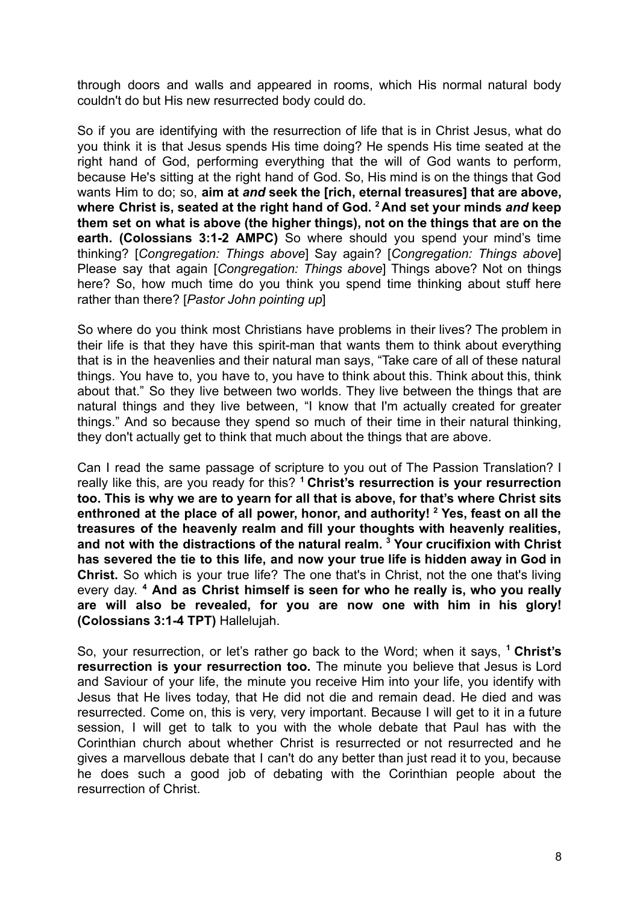through doors and walls and appeared in rooms, which His normal natural body couldn't do but His new resurrected body could do.

So if you are identifying with the resurrection of life that is in Christ Jesus, what do you think it is that Jesus spends His time doing? He spends His time seated at the right hand of God, performing everything that the will of God wants to perform, because He's sitting at the right hand of God. So, His mind is on the things that God wants Him to do; so, **aim at *and* seek the [rich, eternal treasures] that are above, where Christ is, seated at the right hand of God. [2] And set your minds *and* keep them set on what is above (the higher things), not on the things that are on the earth. (Colossians 3:1-2 AMPC)** So where should you spend your mind's time thinking? [*Congregation: Things above*] Say again? [*Congregation: Things above*] Please say that again [*Congregation: Things above*] Things above? Not on things here? So, how much time do you think you spend time thinking about stuff here rather than there? [*Pastor John pointing up*]

So where do you think most Christians have problems in their lives? The problem in their life is that they have this spirit-man that wants them to think about everything that is in the heavenlies and their natural man says, "Take care of all of these natural things. You have to, you have to, you have to think about this. Think about this, think about that." So they live between two worlds. They live between the things that are natural things and they live between, "I know that I'm actually created for greater things." And so because they spend so much of their time in their natural thinking, they don't actually get to think that much about the things that are above.

Can I read the same passage of scripture to you out of The Passion Translation? I really like this, are you ready for this? **[1] Christ's resurrection is your resurrection too. This is why we are to yearn for all that is above, for that's where Christ sits enthroned at the place of all power, honor, and authority! [2] Yes, feast on all the treasures of the heavenly realm and fill your thoughts with heavenly realities, and not with the distractions of the natural realm. [3] Your crucifixion with Christ has severed the tie to this life, and now your true life is hidden away in God in Christ.** So which is your true life? The one that's in Christ, not the one that's living every day. **[4] And as Christ himself is seen for who he really is, who you really are will also be revealed, for you are now one with him in his glory! (Colossians 3:1-4 TPT)** Hallelujah.

So, your resurrection, or let's rather go back to the Word; when it says, **[1] Christ's resurrection is your resurrection too.** The minute you believe that Jesus is Lord and Saviour of your life, the minute you receive Him into your life, you identify with Jesus that He lives today, that He did not die and remain dead. He died and was resurrected. Come on, this is very, very important. Because I will get to it in a future session, I will get to talk to you with the whole debate that Paul has with the Corinthian church about whether Christ is resurrected or not resurrected and he gives a marvellous debate that I can't do any better than just read it to you, because he does such a good job of debating with the Corinthian people about the resurrection of Christ.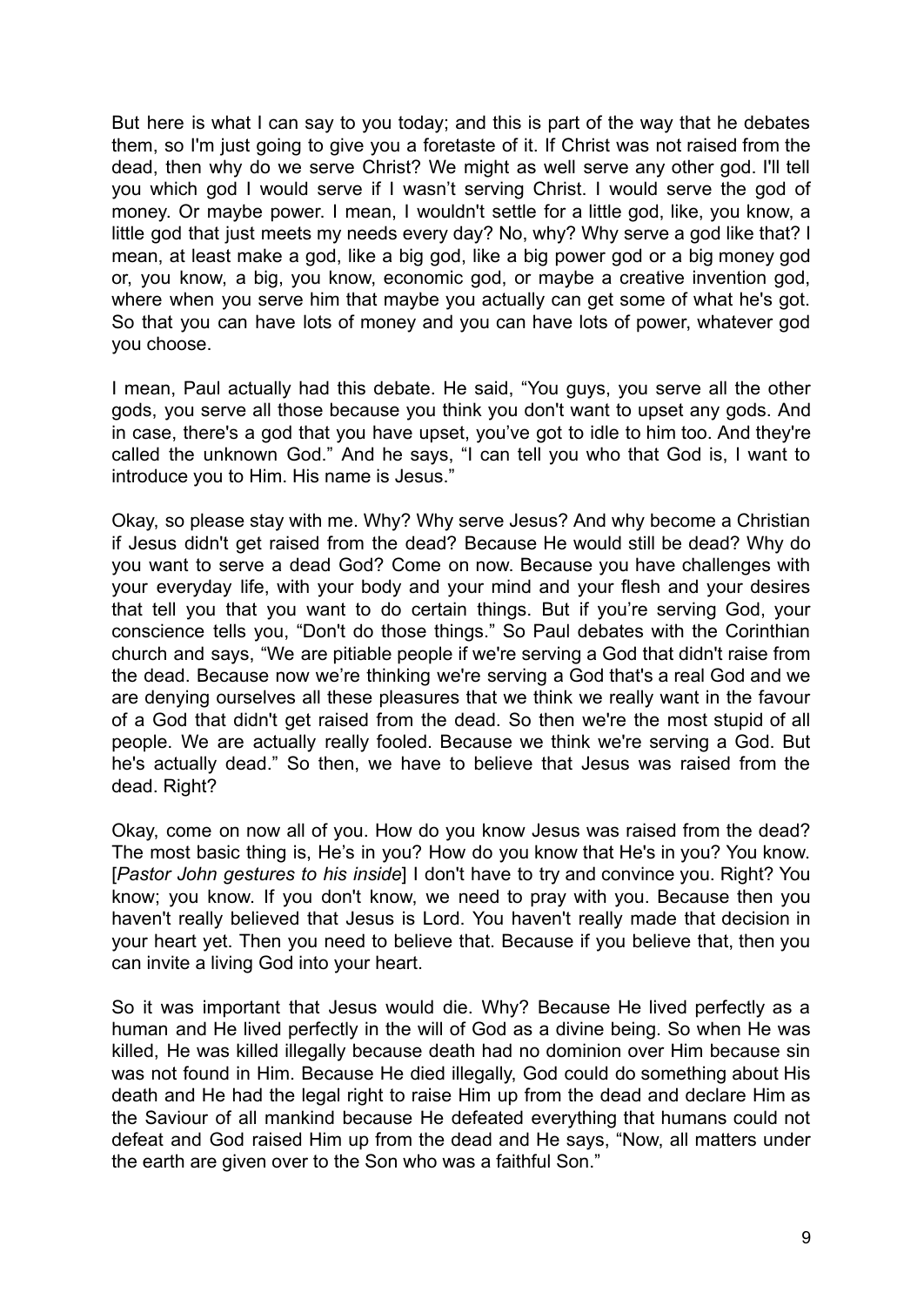But here is what I can say to you today; and this is part of the way that he debates them, so I'm just going to give you a foretaste of it. If Christ was not raised from the dead, then why do we serve Christ? We might as well serve any other god. I'll tell you which god I would serve if I wasn't serving Christ. I would serve the god of money. Or maybe power. I mean, I wouldn't settle for a little god, like, you know, a little god that just meets my needs every day? No, why? Why serve a god like that? I mean, at least make a god, like a big god, like a big power god or a big money god or, you know, a big, you know, economic god, or maybe a creative invention god, where when you serve him that maybe you actually can get some of what he's got. So that you can have lots of money and you can have lots of power, whatever god you choose.

I mean, Paul actually had this debate. He said, "You guys, you serve all the other gods, you serve all those because you think you don't want to upset any gods. And in case, there's a god that you have upset, you've got to idle to him too. And they're called the unknown God." And he says, "I can tell you who that God is, I want to introduce you to Him. His name is Jesus."

Okay, so please stay with me. Why? Why serve Jesus? And why become a Christian if Jesus didn't get raised from the dead? Because He would still be dead? Why do you want to serve a dead God? Come on now. Because you have challenges with your everyday life, with your body and your mind and your flesh and your desires that tell you that you want to do certain things. But if you're serving God, your conscience tells you, "Don't do those things." So Paul debates with the Corinthian church and says, "We are pitiable people if we're serving a God that didn't raise from the dead. Because now we're thinking we're serving a God that's a real God and we are denying ourselves all these pleasures that we think we really want in the favour of a God that didn't get raised from the dead. So then we're the most stupid of all people. We are actually really fooled. Because we think we're serving a God. But he's actually dead." So then, we have to believe that Jesus was raised from the dead. Right?

Okay, come on now all of you. How do you know Jesus was raised from the dead? The most basic thing is, He's in you? How do you know that He's in you? You know. [*Pastor John gestures to his inside*] I don't have to try and convince you. Right? You know; you know. If you don't know, we need to pray with you. Because then you haven't really believed that Jesus is Lord. You haven't really made that decision in your heart yet. Then you need to believe that. Because if you believe that, then you can invite a living God into your heart.

So it was important that Jesus would die. Why? Because He lived perfectly as a human and He lived perfectly in the will of God as a divine being. So when He was killed, He was killed illegally because death had no dominion over Him because sin was not found in Him. Because He died illegally, God could do something about His death and He had the legal right to raise Him up from the dead and declare Him as the Saviour of all mankind because He defeated everything that humans could not defeat and God raised Him up from the dead and He says, "Now, all matters under the earth are given over to the Son who was a faithful Son."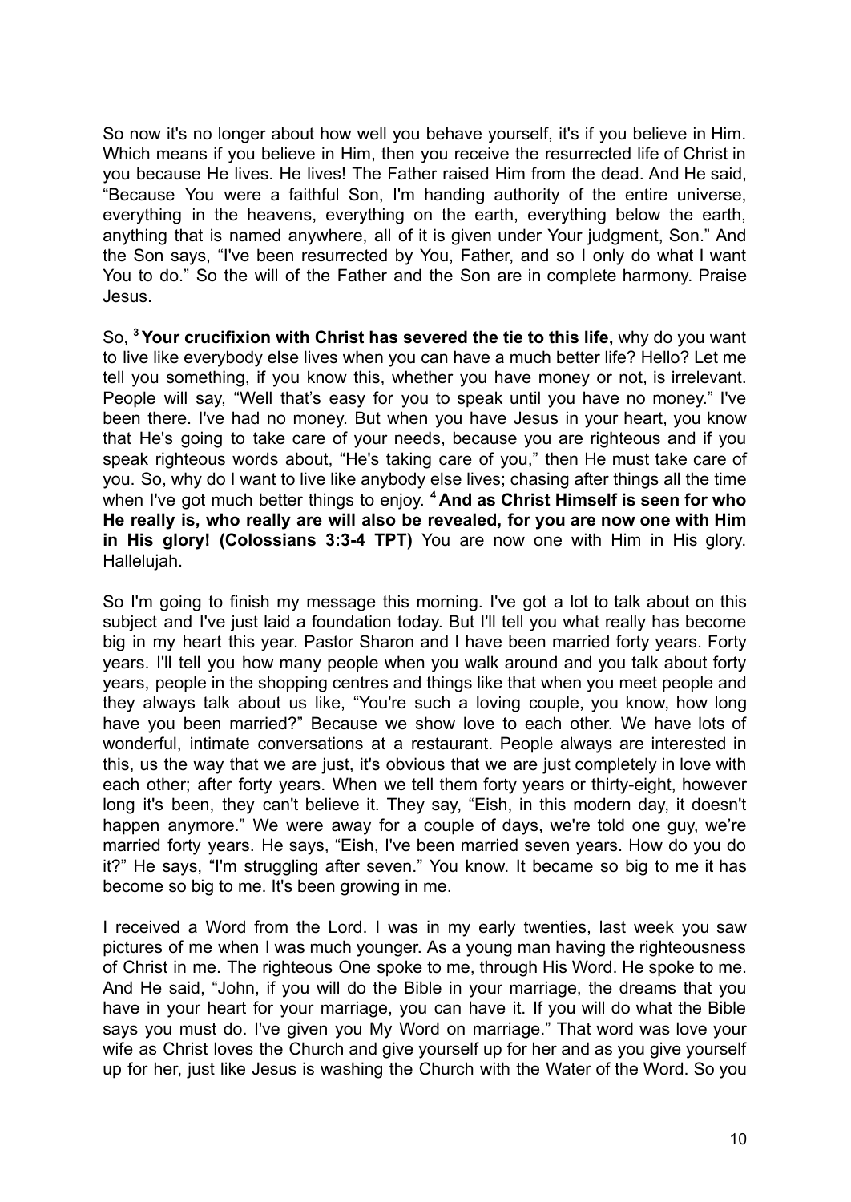So now it's no longer about how well you behave yourself, it's if you believe in Him. Which means if you believe in Him, then you receive the resurrected life of Christ in you because He lives. He lives! The Father raised Him from the dead. And He said, "Because You were a faithful Son, I'm handing authority of the entire universe, everything in the heavens, everything on the earth, everything below the earth, anything that is named anywhere, all of it is given under Your judgment, Son." And the Son says, "I've been resurrected by You, Father, and so I only do what I want You to do." So the will of the Father and the Son are in complete harmony. Praise Jesus.

So, [3] **Your crucifixion with Christ has severed the tie to this life,** why do you want to live like everybody else lives when you can have a much better life? Hello? Let me tell you something, if you know this, whether you have money or not, is irrelevant. People will say, "Well that's easy for you to speak until you have no money." I've been there. I've had no money. But when you have Jesus in your heart, you know that He's going to take care of your needs, because you are righteous and if you speak righteous words about, "He's taking care of you," then He must take care of you. So, why do I want to live like anybody else lives; chasing after things all the time when I've got much better things to enjoy. [4] **And as Christ Himself is seen for who He really is, who really are will also be revealed, for you are now one with Him in His glory! (Colossians 3:3-4 TPT)** You are now one with Him in His glory. Hallelujah.

So I'm going to finish my message this morning. I've got a lot to talk about on this subject and I've just laid a foundation today. But I'll tell you what really has become big in my heart this year. Pastor Sharon and I have been married forty years. Forty years. I'll tell you how many people when you walk around and you talk about forty years, people in the shopping centres and things like that when you meet people and they always talk about us like, "You're such a loving couple, you know, how long have you been married?" Because we show love to each other. We have lots of wonderful, intimate conversations at a restaurant. People always are interested in this, us the way that we are just, it's obvious that we are just completely in love with each other; after forty years. When we tell them forty years or thirty-eight, however long it's been, they can't believe it. They say, "Eish, in this modern day, it doesn't happen anymore." We were away for a couple of days, we're told one guy, we're married forty years. He says, "Eish, I've been married seven years. How do you do it?" He says, "I'm struggling after seven." You know. It became so big to me it has become so big to me. It's been growing in me.

I received a Word from the Lord. I was in my early twenties, last week you saw pictures of me when I was much younger. As a young man having the righteousness of Christ in me. The righteous One spoke to me, through His Word. He spoke to me. And He said, "John, if you will do the Bible in your marriage, the dreams that you have in your heart for your marriage, you can have it. If you will do what the Bible says you must do. I've given you My Word on marriage." That word was love your wife as Christ loves the Church and give yourself up for her and as you give yourself up for her, just like Jesus is washing the Church with the Water of the Word. So you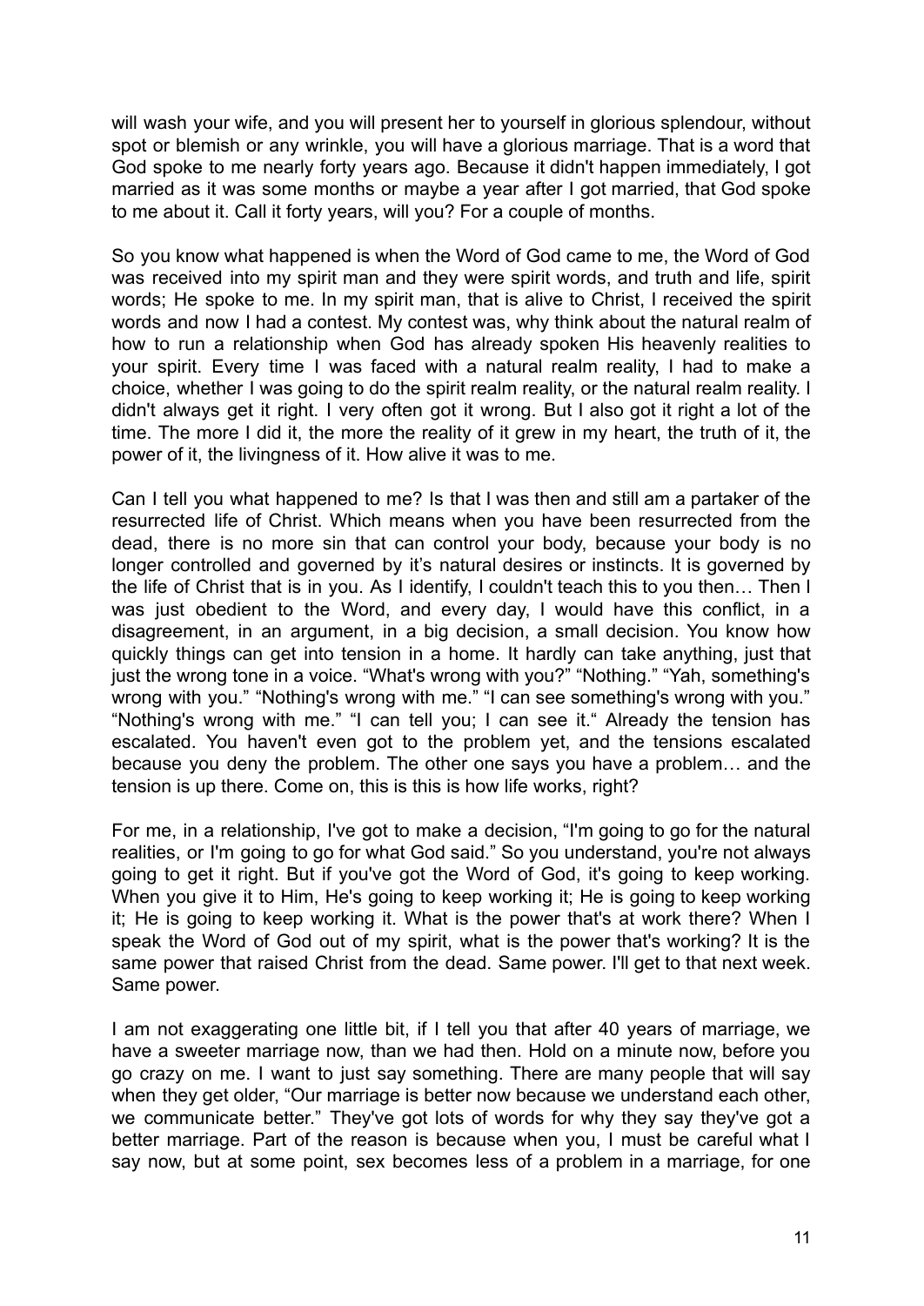will wash your wife, and you will present her to yourself in glorious splendour, without spot or blemish or any wrinkle, you will have a glorious marriage. That is a word that God spoke to me nearly forty years ago. Because it didn't happen immediately, I got married as it was some months or maybe a year after I got married, that God spoke to me about it. Call it forty years, will you? For a couple of months.

So you know what happened is when the Word of God came to me, the Word of God was received into my spirit man and they were spirit words, and truth and life, spirit words; He spoke to me. In my spirit man, that is alive to Christ, I received the spirit words and now I had a contest. My contest was, why think about the natural realm of how to run a relationship when God has already spoken His heavenly realities to your spirit. Every time I was faced with a natural realm reality, I had to make a choice, whether I was going to do the spirit realm reality, or the natural realm reality. I didn't always get it right. I very often got it wrong. But I also got it right a lot of the time. The more I did it, the more the reality of it grew in my heart, the truth of it, the power of it, the livingness of it. How alive it was to me.

Can I tell you what happened to me? Is that I was then and still am a partaker of the resurrected life of Christ. Which means when you have been resurrected from the dead, there is no more sin that can control your body, because your body is no longer controlled and governed by it's natural desires or instincts. It is governed by the life of Christ that is in you. As I identify, I couldn't teach this to you then… Then I was just obedient to the Word, and every day, I would have this conflict, in a disagreement, in an argument, in a big decision, a small decision. You know how quickly things can get into tension in a home. It hardly can take anything, just that just the wrong tone in a voice. "What's wrong with you?" "Nothing." "Yah, something's wrong with you." "Nothing's wrong with me." "I can see something's wrong with you." "Nothing's wrong with me." "I can tell you; I can see it." Already the tension has escalated. You haven't even got to the problem yet, and the tensions escalated because you deny the problem. The other one says you have a problem… and the tension is up there. Come on, this is this is how life works, right?

For me, in a relationship, I've got to make a decision, "I'm going to go for the natural realities, or I'm going to go for what God said." So you understand, you're not always going to get it right. But if you've got the Word of God, it's going to keep working. When you give it to Him, He's going to keep working it; He is going to keep working it; He is going to keep working it. What is the power that's at work there? When I speak the Word of God out of my spirit, what is the power that's working? It is the same power that raised Christ from the dead. Same power. I'll get to that next week. Same power.

I am not exaggerating one little bit, if I tell you that after 40 years of marriage, we have a sweeter marriage now, than we had then. Hold on a minute now, before you go crazy on me. I want to just say something. There are many people that will say when they get older, "Our marriage is better now because we understand each other, we communicate better." They've got lots of words for why they say they've got a better marriage. Part of the reason is because when you, I must be careful what I say now, but at some point, sex becomes less of a problem in a marriage, for one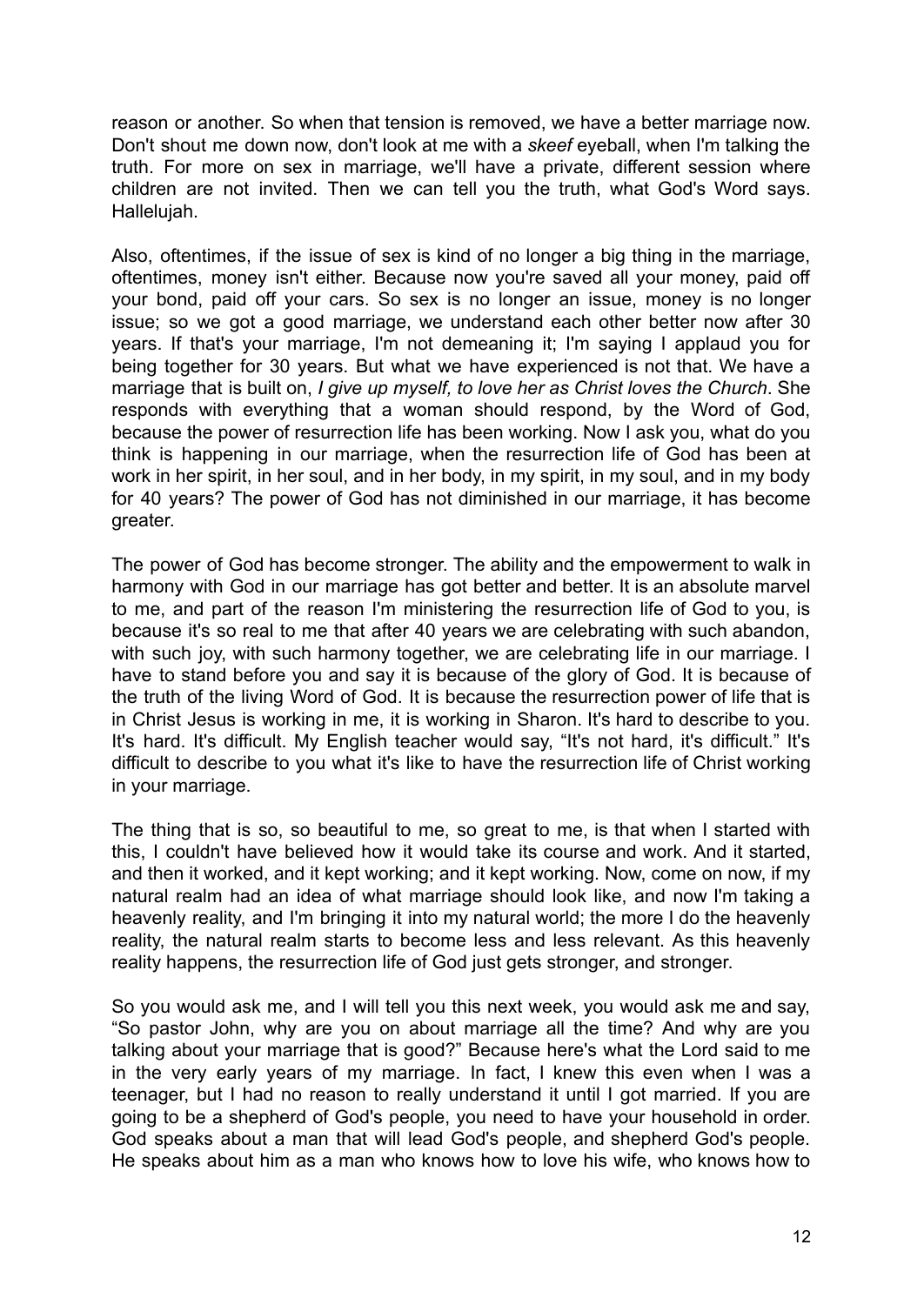reason or another. So when that tension is removed, we have a better marriage now. Don't shout me down now, don't look at me with a *skeef* eyeball, when I'm talking the truth. For more on sex in marriage, we'll have a private, different session where children are not invited. Then we can tell you the truth, what God's Word says. Hallelujah.

Also, oftentimes, if the issue of sex is kind of no longer a big thing in the marriage, oftentimes, money isn't either. Because now you're saved all your money, paid off your bond, paid off your cars. So sex is no longer an issue, money is no longer issue; so we got a good marriage, we understand each other better now after 30 years. If that's your marriage, I'm not demeaning it; I'm saying I applaud you for being together for 30 years. But what we have experienced is not that. We have a marriage that is built on, *I give up myself, to love her as Christ loves the Church*. She responds with everything that a woman should respond, by the Word of God, because the power of resurrection life has been working. Now I ask you, what do you think is happening in our marriage, when the resurrection life of God has been at work in her spirit, in her soul, and in her body, in my spirit, in my soul, and in my body for 40 years? The power of God has not diminished in our marriage, it has become greater.

The power of God has become stronger. The ability and the empowerment to walk in harmony with God in our marriage has got better and better. It is an absolute marvel to me, and part of the reason I'm ministering the resurrection life of God to you, is because it's so real to me that after 40 years we are celebrating with such abandon, with such joy, with such harmony together, we are celebrating life in our marriage. I have to stand before you and say it is because of the glory of God. It is because of the truth of the living Word of God. It is because the resurrection power of life that is in Christ Jesus is working in me, it is working in Sharon. It's hard to describe to you. It's hard. It's difficult. My English teacher would say, "It's not hard, it's difficult." It's difficult to describe to you what it's like to have the resurrection life of Christ working in your marriage.

The thing that is so, so beautiful to me, so great to me, is that when I started with this, I couldn't have believed how it would take its course and work. And it started, and then it worked, and it kept working; and it kept working. Now, come on now, if my natural realm had an idea of what marriage should look like, and now I'm taking a heavenly reality, and I'm bringing it into my natural world; the more I do the heavenly reality, the natural realm starts to become less and less relevant. As this heavenly reality happens, the resurrection life of God just gets stronger, and stronger.

So you would ask me, and I will tell you this next week, you would ask me and say, "So pastor John, why are you on about marriage all the time? And why are you talking about your marriage that is good?" Because here's what the Lord said to me in the very early years of my marriage. In fact, I knew this even when I was a teenager, but I had no reason to really understand it until I got married. If you are going to be a shepherd of God's people, you need to have your household in order. God speaks about a man that will lead God's people, and shepherd God's people. He speaks about him as a man who knows how to love his wife, who knows how to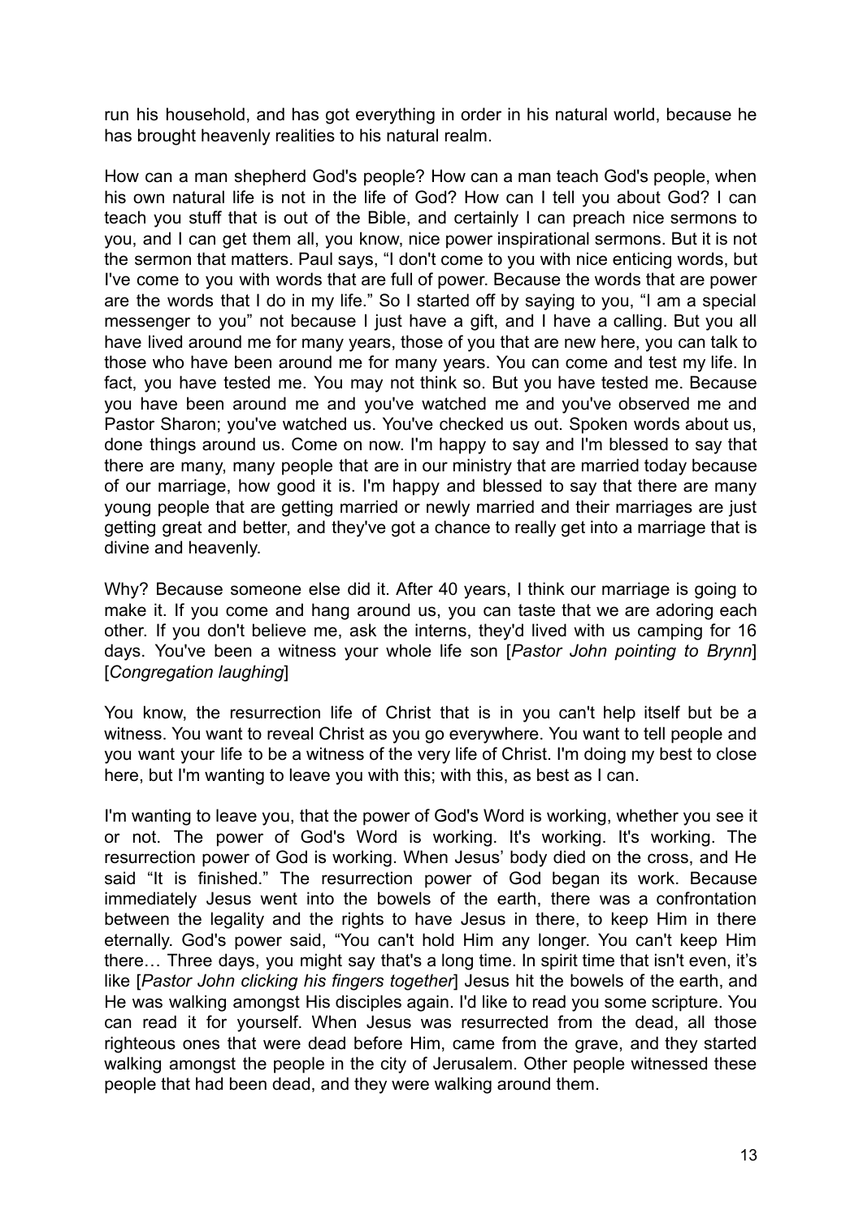run his household, and has got everything in order in his natural world, because he has brought heavenly realities to his natural realm.

How can a man shepherd God's people? How can a man teach God's people, when his own natural life is not in the life of God? How can I tell you about God? I can teach you stuff that is out of the Bible, and certainly I can preach nice sermons to you, and I can get them all, you know, nice power inspirational sermons. But it is not the sermon that matters. Paul says, "I don't come to you with nice enticing words, but I've come to you with words that are full of power. Because the words that are power are the words that I do in my life." So I started off by saying to you, "I am a special messenger to you" not because I just have a gift, and I have a calling. But you all have lived around me for many years, those of you that are new here, you can talk to those who have been around me for many years. You can come and test my life. In fact, you have tested me. You may not think so. But you have tested me. Because you have been around me and you've watched me and you've observed me and Pastor Sharon; you've watched us. You've checked us out. Spoken words about us, done things around us. Come on now. I'm happy to say and I'm blessed to say that there are many, many people that are in our ministry that are married today because of our marriage, how good it is. I'm happy and blessed to say that there are many young people that are getting married or newly married and their marriages are just getting great and better, and they've got a chance to really get into a marriage that is divine and heavenly.

Why? Because someone else did it. After 40 years, I think our marriage is going to make it. If you come and hang around us, you can taste that we are adoring each other. If you don't believe me, ask the interns, they'd lived with us camping for 16 days. You've been a witness your whole life son [*Pastor John pointing to Brynn*] [*Congregation laughing*]

You know, the resurrection life of Christ that is in you can't help itself but be a witness. You want to reveal Christ as you go everywhere. You want to tell people and you want your life to be a witness of the very life of Christ. I'm doing my best to close here, but I'm wanting to leave you with this; with this, as best as I can.

I'm wanting to leave you, that the power of God's Word is working, whether you see it or not. The power of God's Word is working. It's working. It's working. The resurrection power of God is working. When Jesus' body died on the cross, and He said "It is finished." The resurrection power of God began its work. Because immediately Jesus went into the bowels of the earth, there was a confrontation between the legality and the rights to have Jesus in there, to keep Him in there eternally. God's power said, "You can't hold Him any longer. You can't keep Him there… Three days, you might say that's a long time. In spirit time that isn't even, it's like [*Pastor John clicking his fingers together*] Jesus hit the bowels of the earth, and He was walking amongst His disciples again. I'd like to read you some scripture. You can read it for yourself. When Jesus was resurrected from the dead, all those righteous ones that were dead before Him, came from the grave, and they started walking amongst the people in the city of Jerusalem. Other people witnessed these people that had been dead, and they were walking around them.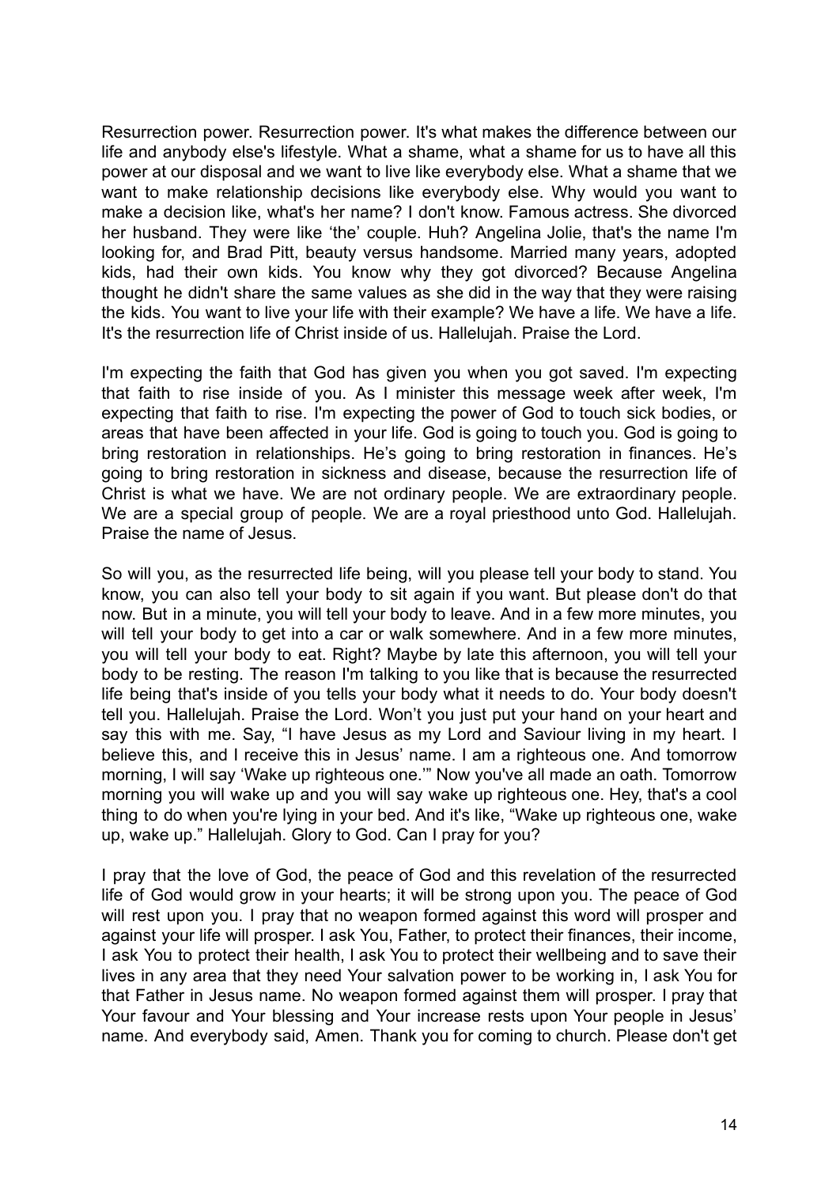Resurrection power. Resurrection power. It's what makes the difference between our life and anybody else's lifestyle. What a shame, what a shame for us to have all this power at our disposal and we want to live like everybody else. What a shame that we want to make relationship decisions like everybody else. Why would you want to make a decision like, what's her name? I don't know. Famous actress. She divorced her husband. They were like 'the' couple. Huh? Angelina Jolie, that's the name I'm looking for, and Brad Pitt, beauty versus handsome. Married many years, adopted kids, had their own kids. You know why they got divorced? Because Angelina thought he didn't share the same values as she did in the way that they were raising the kids. You want to live your life with their example? We have a life. We have a life. It's the resurrection life of Christ inside of us. Hallelujah. Praise the Lord.

I'm expecting the faith that God has given you when you got saved. I'm expecting that faith to rise inside of you. As I minister this message week after week, I'm expecting that faith to rise. I'm expecting the power of God to touch sick bodies, or areas that have been affected in your life. God is going to touch you. God is going to bring restoration in relationships. He's going to bring restoration in finances. He's going to bring restoration in sickness and disease, because the resurrection life of Christ is what we have. We are not ordinary people. We are extraordinary people. We are a special group of people. We are a royal priesthood unto God. Hallelujah. Praise the name of Jesus.

So will you, as the resurrected life being, will you please tell your body to stand. You know, you can also tell your body to sit again if you want. But please don't do that now. But in a minute, you will tell your body to leave. And in a few more minutes, you will tell your body to get into a car or walk somewhere. And in a few more minutes, you will tell your body to eat. Right? Maybe by late this afternoon, you will tell your body to be resting. The reason I'm talking to you like that is because the resurrected life being that's inside of you tells your body what it needs to do. Your body doesn't tell you. Hallelujah. Praise the Lord. Won't you just put your hand on your heart and say this with me. Say, "I have Jesus as my Lord and Saviour living in my heart. I believe this, and I receive this in Jesus' name. I am a righteous one. And tomorrow morning, I will say 'Wake up righteous one.'" Now you've all made an oath. Tomorrow morning you will wake up and you will say wake up righteous one. Hey, that's a cool thing to do when you're lying in your bed. And it's like, "Wake up righteous one, wake up, wake up." Hallelujah. Glory to God. Can I pray for you?

I pray that the love of God, the peace of God and this revelation of the resurrected life of God would grow in your hearts; it will be strong upon you. The peace of God will rest upon you. I pray that no weapon formed against this word will prosper and against your life will prosper. I ask You, Father, to protect their finances, their income, I ask You to protect their health, I ask You to protect their wellbeing and to save their lives in any area that they need Your salvation power to be working in, I ask You for that Father in Jesus name. No weapon formed against them will prosper. I pray that Your favour and Your blessing and Your increase rests upon Your people in Jesus' name. And everybody said, Amen. Thank you for coming to church. Please don't get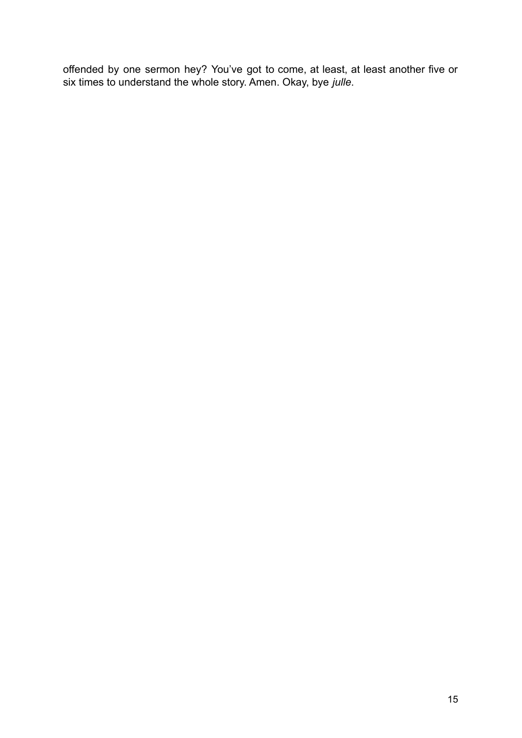offended by one sermon hey? You've got to come, at least, at least another five or six times to understand the whole story. Amen. Okay, bye *julle*.